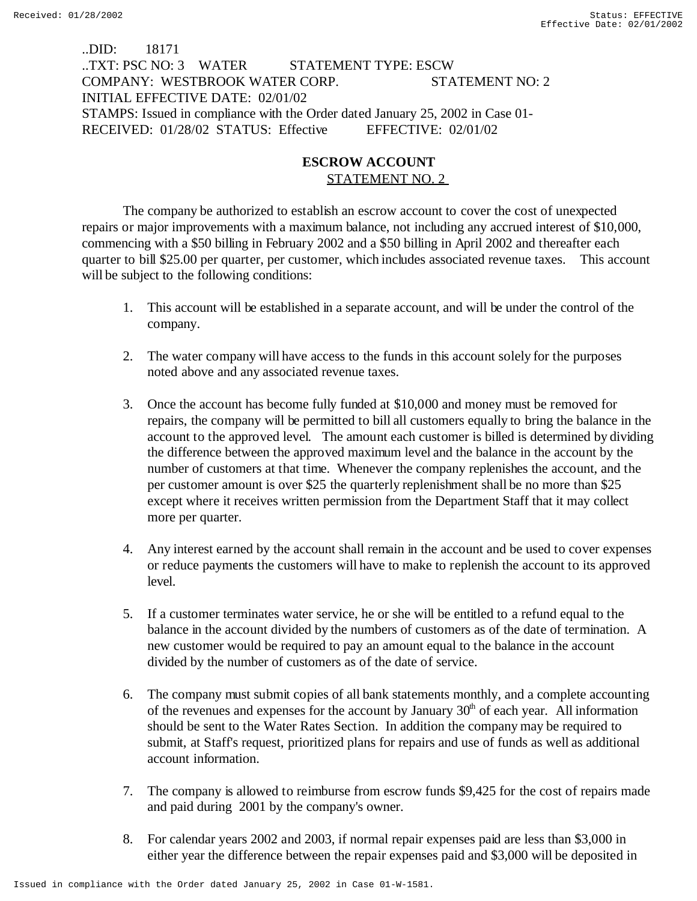..DID: 18171
..TXT: PSC NO: 3 WATER STATEMENT TYPE: ESCW
COMPANY: WESTBROOK WATER CORP. STATEMENT NO: 2
INITIAL EFFECTIVE DATE: 02/01/02
STAMPS: Issued in compliance with the Order dated January 25, 2002 in Case 01-
RECEIVED: 01/28/02 STATUS: Effective EFFECTIVE: 02/01/02

**ESCROW ACCOUNT**
STATEMENT NO. 2

The company be authorized to establish an escrow account to cover the cost of unexpected repairs or major improvements with a maximum balance, not including any accrued interest of $10,000, commencing with a $50 billing in February 2002 and a $50 billing in April 2002 and thereafter each quarter to bill $25.00 per quarter, per customer, which includes associated revenue taxes. This account will be subject to the following conditions:

1. This account will be established in a separate account, and will be under the control of the company.

2. The water company will have access to the funds in this account solely for the purposes noted above and any associated revenue taxes.

3. Once the account has become fully funded at $10,000 and money must be removed for repairs, the company will be permitted to bill all customers equally to bring the balance in the account to the approved level. The amount each customer is billed is determined by dividing the difference between the approved maximum level and the balance in the account by the number of customers at that time. Whenever the company replenishes the account, and the per customer amount is over $25 the quarterly replenishment shall be no more than $25 except where it receives written permission from the Department Staff that it may collect more per quarter.

4. Any interest earned by the account shall remain in the account and be used to cover expenses or reduce payments the customers will have to make to replenish the account to its approved level.

5. If a customer terminates water service, he or she will be entitled to a refund equal to the balance in the account divided by the numbers of customers as of the date of termination. A new customer would be required to pay an amount equal to the balance in the account divided by the number of customers as of the date of service.

6. The company must submit copies of all bank statements monthly, and a complete accounting of the revenues and expenses for the account by January 30th of each year. All information should be sent to the Water Rates Section. In addition the company may be required to submit, at Staff's request, prioritized plans for repairs and use of funds as well as additional account information.

7. The company is allowed to reimburse from escrow funds $9,425 for the cost of repairs made and paid during 2001 by the company's owner.

8. For calendar years 2002 and 2003, if normal repair expenses paid are less than $3,000 in either year the difference between the repair expenses paid and $3,000 will be deposited in

Issued in compliance with the Order dated January 25, 2002 in Case 01-W-1581.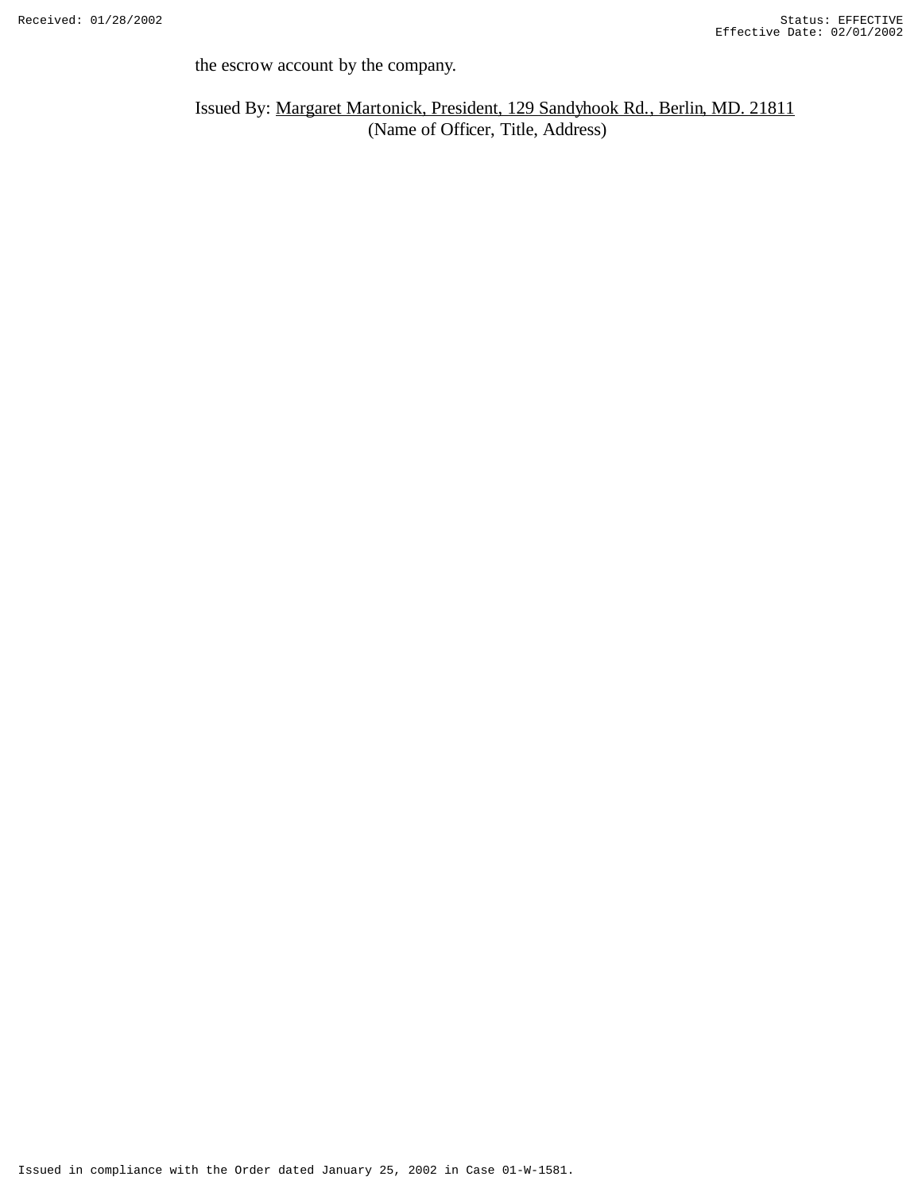the escrow account by the company.

Issued By: Margaret Martonick, President, 129 Sandyhook Rd., Berlin, MD. 21811
(Name of Officer, Title, Address)